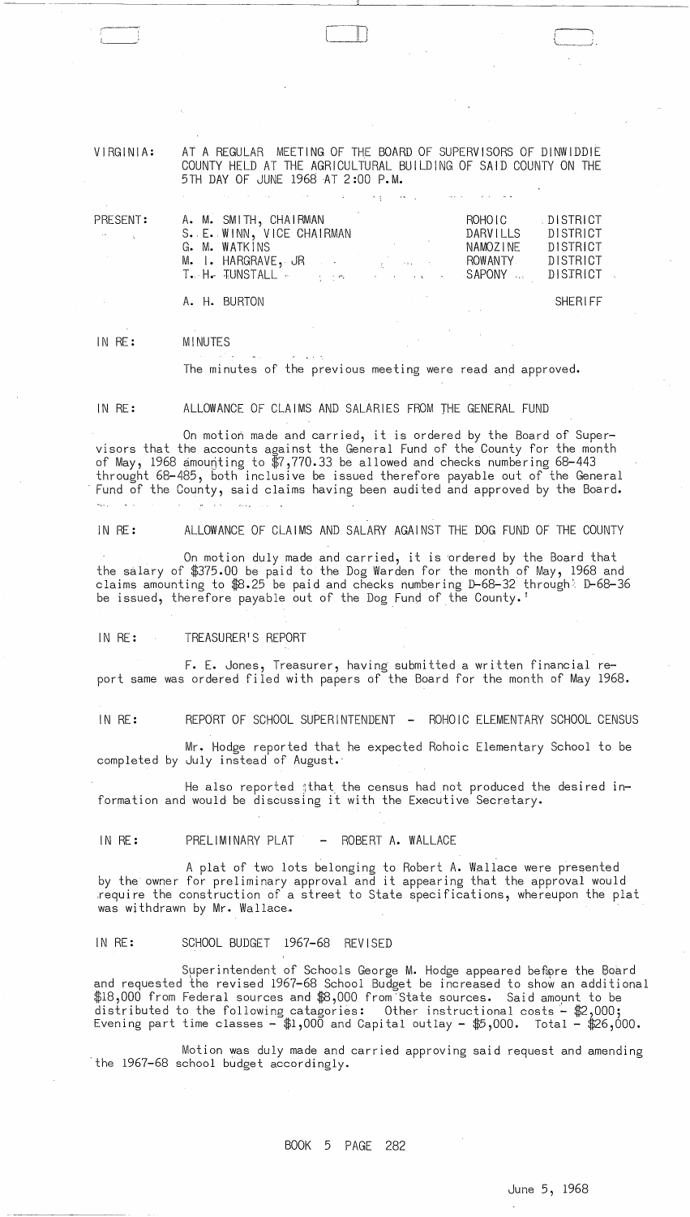VIRGINIA: AT A REGULAR MEETING OF THE BOARD OF SUPERVISORS OF DINWIDDIE COUNTY HELD AT THE AGRICULTURAL BUILDING OF SAID COUNTY ON THE 5TH DAY OF JUNE 1968 AT 2:00 P.M.

| PRESENT: | | |
|---|---|---|
| | A. M. SMITH, CHAIRMAN | ROHOIC DISTRICT |
| | S. E. WINN, VICE CHAIRMAN | DARVILLS DISTRICT |
| | G. M. WATKINS | NAMOZINE DISTRICT |
| | M. I. HARGRAVE, JR | ROWANTY DISTRICT |
| | T. H. TUNSTALL | SAPONY DISTRICT |
| | A. H. BURTON | SHERIFF |

IN RE: MINUTES

The minutes of the previous meeting were read and approved.

IN RE: ALLOWANCE OF CLAIMS AND SALARIES FROM THE GENERAL FUND

On motion made and carried, it is ordered by the Board of Supervisors that the accounts against the General Fund of the County for the month of May, 1968 amounting to $7,770.33 be allowed and checks numbering 68-443 throught 68-485, both inclusive be issued therefore payable out of the General Fund of the County, said claims having been audited and approved by the Board.

IN RE: ALLOWANCE OF CLAIMS AND SALARY AGAINST THE DOG FUND OF THE COUNTY

On motion duly made and carried, it is ordered by the Board that the salary of $375.00 be paid to the Dog Warden for the month of May, 1968 and claims amounting to $8.25 be paid and checks numbering D-68-32 through D-68-36 be issued, therefore payable out of the Dog Fund of the County.

IN RE: TREASURER'S REPORT

F. E. Jones, Treasurer, having submitted a written financial report same was ordered filed with papers of the Board for the month of May 1968.

IN RE: REPORT OF SCHOOL SUPERINTENDENT - ROHOIC ELEMENTARY SCHOOL CENSUS

Mr. Hodge reported that he expected Rohoic Elementary School to be completed by July instead of August.

He also reported that the census had not produced the desired information and would be discussing it with the Executive Secretary.

IN RE: PRELIMINARY PLAT - ROBERT A. WALLACE

A plat of two lots belonging to Robert A. Wallace were presented by the owner for preliminary approval and it appearing that the approval would require the construction of a street to State specifications, whereupon the plat was withdrawn by Mr. Wallace.

IN RE: SCHOOL BUDGET 1967-68 REVISED

Superintendent of Schools George M. Hodge appeared before the Board and requested the revised 1967-68 School Budget be increased to show an additional $18,000 from Federal sources and $8,000 from State sources. Said amount to be distributed to the following catagories: Other instructional costs - $2,000; Evening part time classes - $1,000 and Capital outlay - $5,000. Total - $26,000.

Motion was duly made and carried approving said request and amending the 1967-68 school budget accordingly.

BOOK 5 PAGE 282

June 5, 1968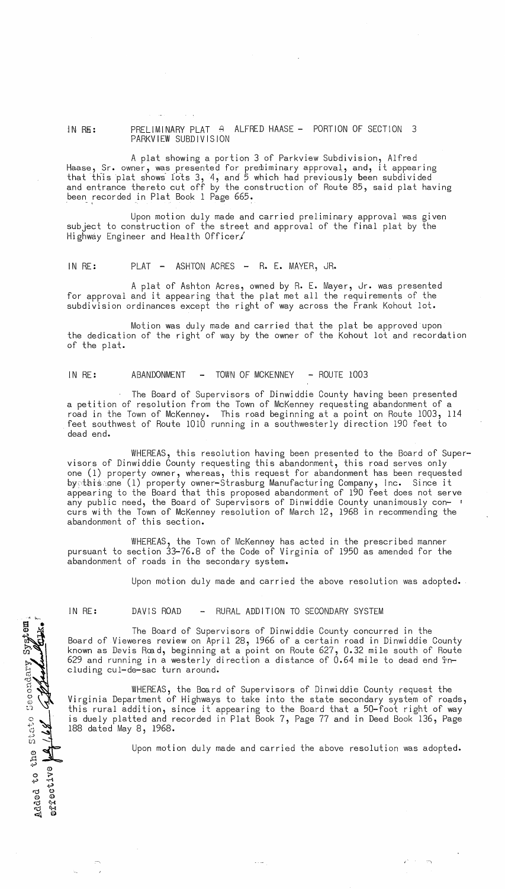IN RE: PRELIMINARY PLAT - ALFRED HAASE - PORTION OF SECTION 3 PARKVIEW SUBDIVISION

A plat showing a portion 3 of Parkview Subdivision, Alfred Haase, Sr. owner, was presented for preliminary approval, and, it appearing that this plat shows lots 3, 4, and 5 which had previously been subdivided and entrance thereto cut off by the construction of Route 85, said plat having been recorded in Plat Book 1 Page 665.

Upon motion duly made and carried preliminary approval was given subject to construction of the street and approval of the final plat by the Highway Engineer and Health Officer.

IN RE: PLAT - ASHTON ACRES - R. E. MAYER, JR.

A plat of Ashton Acres, owned by R. E. Mayer, Jr. was presented for approval and it appearing that the plat met all the requirements of the subdivision ordinances except the right of way across the Frank Kohout lot.

Motion was duly made and carried that the plat be approved upon the dedication of the right of way by the owner of the Kohout lot and recordation of the plat.

IN RE: ABANDONMENT - TOWN OF MCKENNEY - ROUTE 1003

The Board of Supervisors of Dinwiddie County having been presented a petition of resolution from the Town of McKenney requesting abandonment of a road in the Town of McKenney. This road beginning at a point on Route 1003, 114 feet southwest of Route 1010 running in a southwesterly direction 190 feet to dead end.

WHEREAS, this resolution having been presented to the Board of Supervisors of Dinwiddie County requesting this abandonment, this road serves only one (1) property owner, whereas, this request for abandonment has been requested by this one (1) property owner-Strasburg Manufacturing Company, Inc. Since it appearing to the Board that this proposed abandonment of 190 feet does not serve any public need, the Board of Supervisors of Dinwiddie County unanimously concurs with the Town of McKenney resolution of March 12, 1968 in recommending the abandonment of this section.

WHEREAS, the Town of McKenney has acted in the prescribed manner pursuant to section 33-76.8 of the Code of Virginia of 1950 as amended for the abandonment of roads in the secondary system.

Upon motion duly made and carried the above resolution was adopted.

IN RE: DAVIS ROAD - RURAL ADDITION TO SECONDARY SYSTEM

The Board of Supervisors of Dinwiddie County concurred in the Board of Vieweres review on April 28, 1966 of a certain road in Dinwiddie County known as Davis Road, beginning at a point on Route 627, 0.32 mile south of Route 629 and running in a westerly direction a distance of 0.64 mile to dead end including cul-de-sac turn around.

WHEREAS, the Board of Supervisors of Dinwiddie County request the Virginia Department of Highways to take into the state secondary system of roads, this rural addition, since it appearing to the Board that a 50-foot right of way is duely platted and recorded in Plat Book 7, Page 77 and in Deed Book 136, Page 188 dated May 8, 1968.

Upon motion duly made and carried the above resolution was adopted.

Added to the State Secondary System effective 7/1/68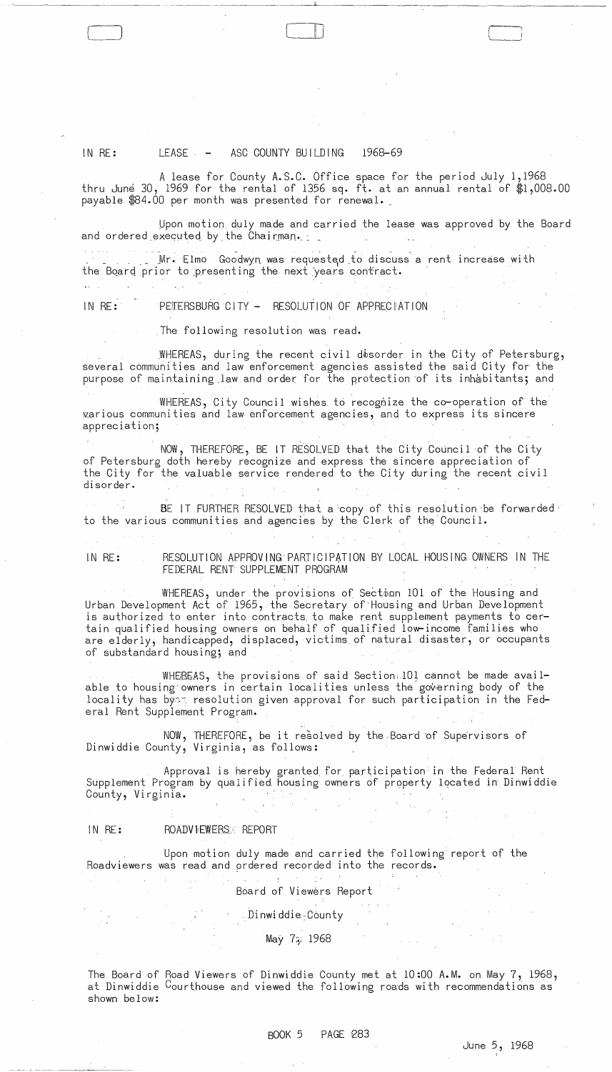IN RE: LEASE - ASC COUNTY BUILDING 1968-69

A lease for County A.S.C. Office space for the period July 1,1968 thru June 30, 1969 for the rental of 1356 sq. ft. at an annual rental of $1,008.00 payable $84.00 per month was presented for renewal.

Upon motion duly made and carried the lease was approved by the Board and ordered executed by the Chairman.

Mr. Elmo Goodwyn was requested to discuss a rent increase with the Board prior to presenting the next years contract.

IN RE: PETERSBURG CITY - RESOLUTION OF APPRECIATION

The following resolution was read.

WHEREAS, during the recent civil disorder in the City of Petersburg, several communities and law enforcement agencies assisted the said City for the purpose of maintaining law and order for the protection of its inhabitants; and

WHEREAS, City Council wishes to recognize the co-operation of the various communities and law enforcement agencies, and to express its sincere appreciation;

NOW, THEREFORE, BE IT RESOLVED that the City Council of the City of Petersburg doth hereby recognize and express the sincere appreciation of the City for the valuable service rendered to the City during the recent civil disorder.

BE IT FURTHER RESOLVED that a copy of this resolution be forwarded to the various communities and agencies by the Clerk of the Council.

IN RE: RESOLUTION APPROVING PARTICIPATION BY LOCAL HOUSING OWNERS IN THE FEDERAL RENT SUPPLEMENT PROGRAM

WHEREAS, under the provisions of Section 101 of the Housing and Urban Development Act of 1965, the Secretary of Housing and Urban Development is authorized to enter into contracts to make rent supplement payments to certain qualified housing owners on behalf of qualified low-income families who are elderly, handicapped, displaced, victims of natural disaster, or occupants of substandard housing; and

WHEREAS, the provisions of said Section 101 cannot be made available to housing owners in certain localities unless the governing body of the locality has by resolution given approval for such participation in the Federal Rent Supplement Program.

NOW, THEREFORE, be it resolved by the Board of Supervisors of Dinwiddie County, Virginia, as follows:

Approval is hereby granted for participation in the Federal Rent Supplement Program by qualified housing owners of property located in Dinwiddie County, Virginia.

IN RE: ROADVIEWERS REPORT

Upon motion duly made and carried the following report of the Roadviewers was read and ordered recorded into the records.

Board of Viewers Report

Dinwiddie County

May 7, 1968

The Board of Road Viewers of Dinwiddie County met at 10:00 A.M. on May 7, 1968, at Dinwiddie Courthouse and viewed the following roads with recommendations as shown below:

BOOK 5 PAGE 283

June 5, 1968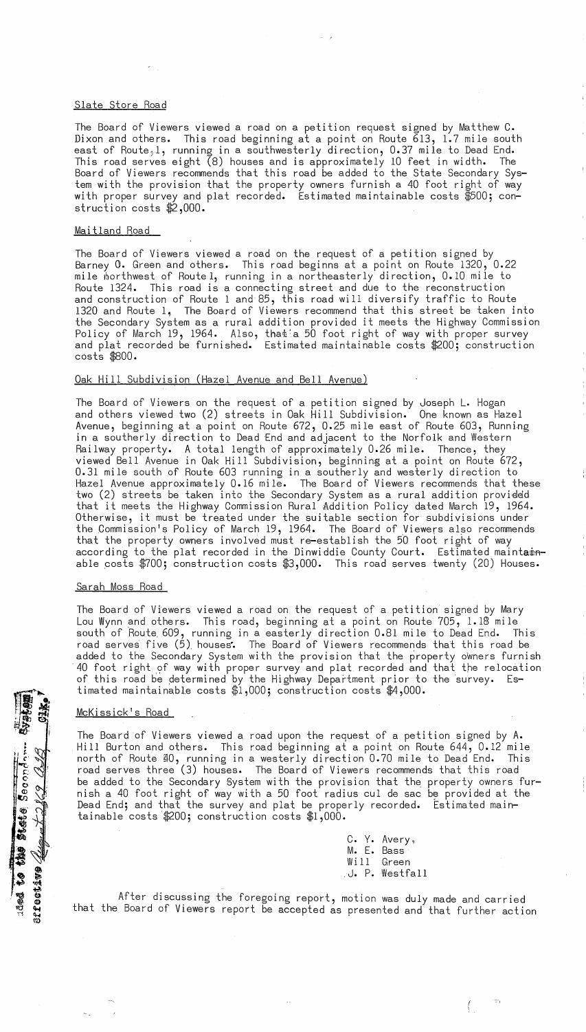Slate Store Road

The Board of Viewers viewed a road on a petition request signed by Matthew C. Dixon and others. This road beginning at a point on Route 613, 1.7 mile south east of Route 1, running in a southwesterly direction, 0.37 mile to Dead End. This road serves eight (8) houses and is approximately 10 feet in width. The Board of Viewers recommends that this road be added to the State Secondary System with the provision that the property owners furnish a 40 foot right of way with proper survey and plat recorded. Estimated maintainable costs $500; construction costs $2,000.

Maitland Road

The Board of Viewers viewed a road on the request of a petition signed by Barney O. Green and others. This road beginns at a point on Route 1320, 0.22 mile northwest of Route 1, running in a northeasterly direction, 0.10 mile to Route 1324. This road is a connecting street and due to the reconstruction and construction of Route 1 and 85, this road will diversify traffic to Route 1320 and Route 1, The Board of Viewers recommend that this street be taken into the Secondary System as a rural addition provided it meets the Highway Commission Policy of March 19, 1964. Also, that a 50 foot right of way with proper survey and plat recorded be furnished. Estimated maintainable costs $200; construction costs $800.

Oak Hill Subdivision (Hazel Avenue and Bell Avenue)

The Board of Viewers on the request of a petition signed by Joseph L. Hogan and others viewed two (2) streets in Oak Hill Subdivision. One known as Hazel Avenue, beginning at a point on Route 672, 0.25 mile east of Route 603, Running in a southerly direction to Dead End and adjacent to the Norfolk and Western Railway property. A total length of approximately 0.26 mile. Thence, they viewed Bell Avenue in Oak Hill Subdivision, beginning at a point on Route 672, 0.31 mile south of Route 603 running in a southerly and westerly direction to Hazel Avenue approximately 0.16 mile. The Board of Viewers recommends that these two (2) streets be taken into the Secondary System as a rural addition provided that it meets the Highway Commission Rural Addition Policy dated March 19, 1964. Otherwise, it must be treated under the suitable section for subdivisions under the Commission's Policy of March 19, 1964. The Board of Viewers also recommends that the property owners involved must re-establish the 50 foot right of way according to the plat recorded in the Dinwiddie County Court. Estimated maintainable costs $700; construction costs $3,000. This road serves twenty (20) Houses.

Sarah Moss Road

The Board of Viewers viewed a road on the request of a petition signed by Mary Lou Wynn and others. This road, beginning at a point on Route 705, 1.18 mile south of Route 609, running in a easterly direction 0.81 mile to Dead End. This road serves five (5) houses. The Board of Viewers recommends that this road be added to the Secondary System with the provision that the property owners furnish 40 foot right of way with proper survey and plat recorded and that the relocation of this road be determined by the Highway Department prior to the survey. Estimated maintainable costs $1,000; construction costs $4,000.

McKissick's Road

The Board of Viewers viewed a road upon the request of a petition signed by A. Hill Burton and others. This road beginning at a point on Route 644, 0.12 mile north of Route 40, running in a westerly direction 0.70 mile to Dead End. This road serves three (3) houses. The Board of Viewers recommends that this road be added to the Secondary System with the provision that the property owners furnish a 40 foot right of way with a 50 foot radius cul de sac be provided at the Dead End; and that the survey and plat be properly recorded. Estimated maintainable costs $200; construction costs $1,000.

C. Y. Avery,
M. E. Bass
Will Green
J. P. Westfall

After discussing the foregoing report, motion was duly made and carried that the Board of Viewers report be accepted as presented and that further action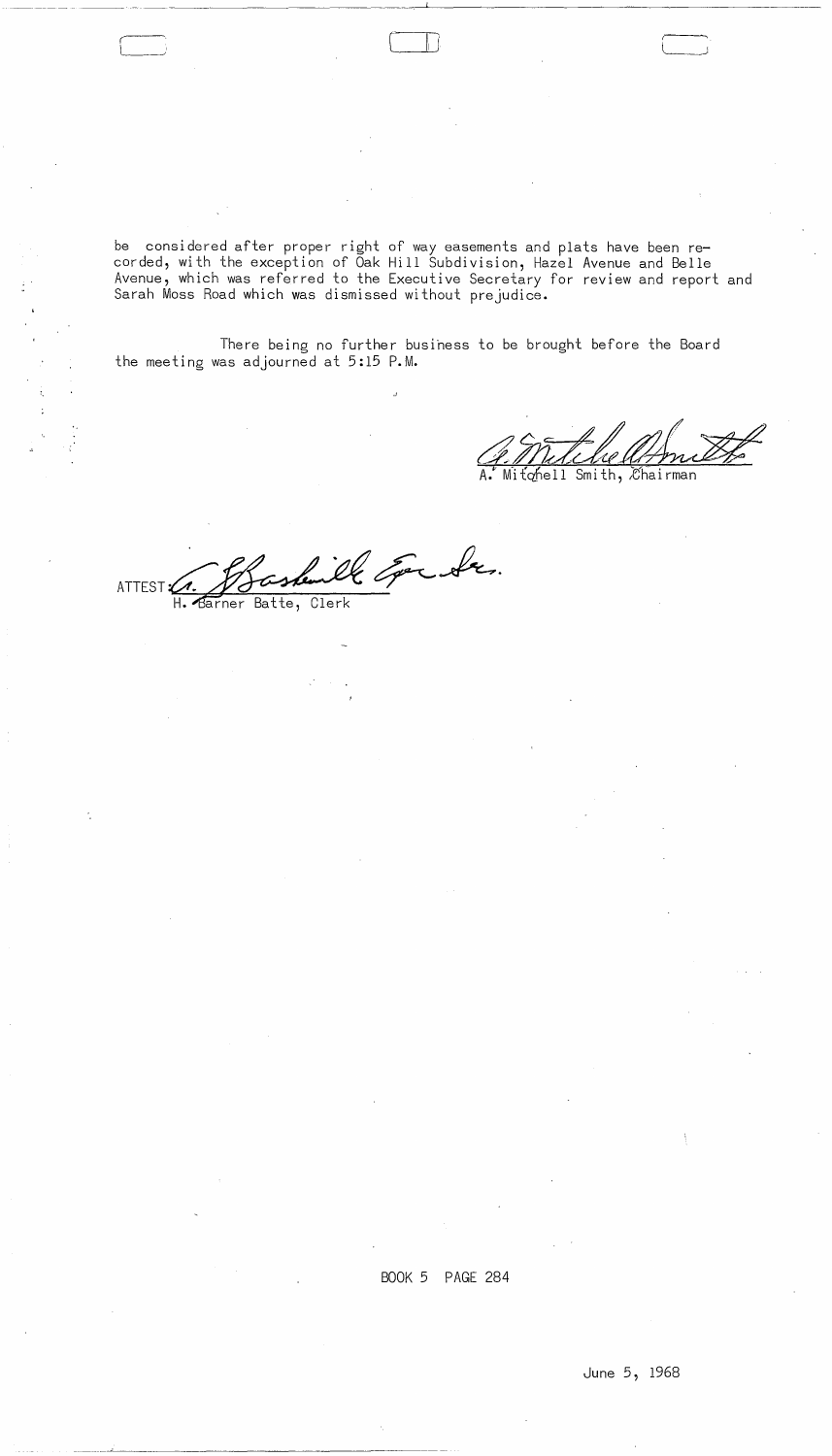be considered after proper right of way easements and plats have been recorded, with the exception of Oak Hill Subdivision, Hazel Avenue and Belle Avenue, which was referred to the Executive Secretary for review and report and Sarah Moss Road which was dismissed without prejudice.

There being no further business to be brought before the Board the meeting was adjourned at 5:15 P.M.

A. Mitchell Smith, Chairman

ATTEST: H. Barner Batte, Clerk

BOOK 5 PAGE 284

June 5, 1968